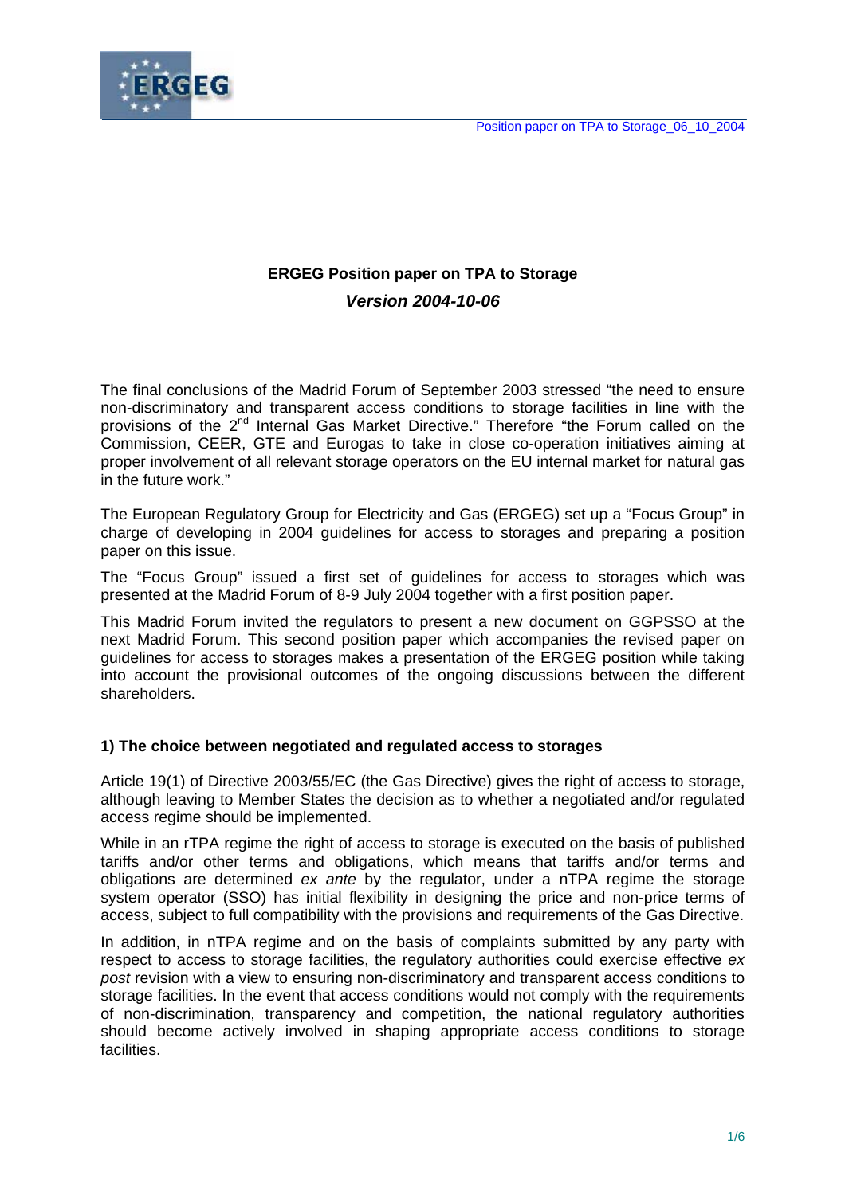# ERGEG Position paper on TPA to Storage

***Version 2004-10-06***

The final conclusions of the Madrid Forum of September 2003 stressed "the need to ensure non-discriminatory and transparent access conditions to storage facilities in line with the provisions of the 2nd Internal Gas Market Directive." Therefore "the Forum called on the Commission, CEER, GTE and Eurogas to take in close co-operation initiatives aiming at proper involvement of all relevant storage operators on the EU internal market for natural gas in the future work."

The European Regulatory Group for Electricity and Gas (ERGEG) set up a "Focus Group" in charge of developing in 2004 guidelines for access to storages and preparing a position paper on this issue.

The "Focus Group" issued a first set of guidelines for access to storages which was presented at the Madrid Forum of 8-9 July 2004 together with a first position paper.

This Madrid Forum invited the regulators to present a new document on GGPSSO at the next Madrid Forum. This second position paper which accompanies the revised paper on guidelines for access to storages makes a presentation of the ERGEG position while taking into account the provisional outcomes of the ongoing discussions between the different shareholders.

## 1) The choice between negotiated and regulated access to storages

Article 19(1) of Directive 2003/55/EC (the Gas Directive) gives the right of access to storage, although leaving to Member States the decision as to whether a negotiated and/or regulated access regime should be implemented.

While in an rTPA regime the right of access to storage is executed on the basis of published tariffs and/or other terms and obligations, which means that tariffs and/or terms and obligations are determined *ex ante* by the regulator, under a nTPA regime the storage system operator (SSO) has initial flexibility in designing the price and non-price terms of access, subject to full compatibility with the provisions and requirements of the Gas Directive.

In addition, in nTPA regime and on the basis of complaints submitted by any party with respect to access to storage facilities, the regulatory authorities could exercise effective *ex post* revision with a view to ensuring non-discriminatory and transparent access conditions to storage facilities. In the event that access conditions would not comply with the requirements of non-discrimination, transparency and competition, the national regulatory authorities should become actively involved in shaping appropriate access conditions to storage facilities.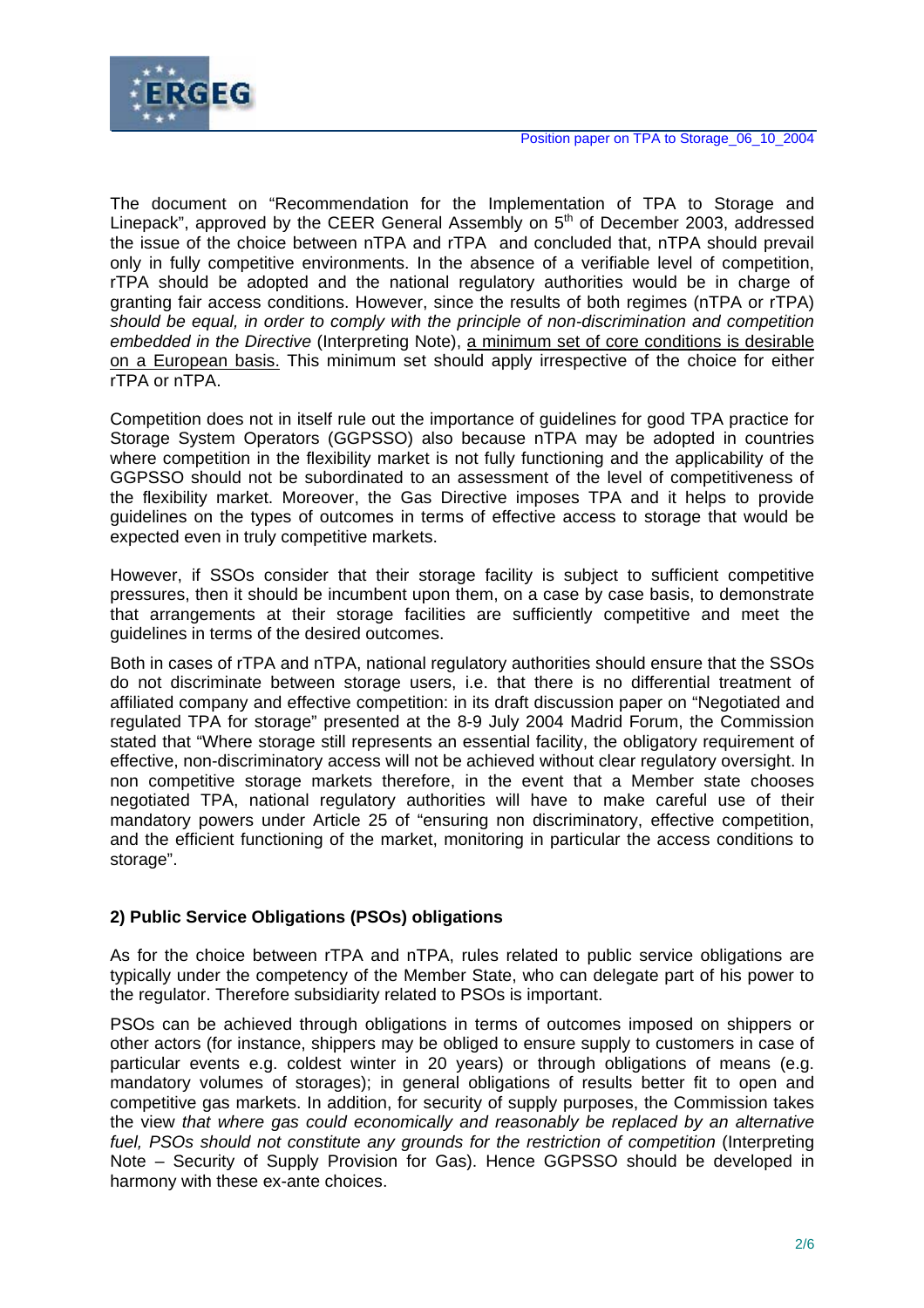The document on "Recommendation for the Implementation of TPA to Storage and Linepack", approved by the CEER General Assembly on 5th of December 2003, addressed the issue of the choice between nTPA and rTPA and concluded that, nTPA should prevail only in fully competitive environments. In the absence of a verifiable level of competition, rTPA should be adopted and the national regulatory authorities would be in charge of granting fair access conditions. However, since the results of both regimes (nTPA or rTPA) *should be equal, in order to comply with the principle of non-discrimination and competition embedded in the Directive* (Interpreting Note), a minimum set of core conditions is desirable on a European basis. This minimum set should apply irrespective of the choice for either rTPA or nTPA.

Competition does not in itself rule out the importance of guidelines for good TPA practice for Storage System Operators (GGPSSO) also because nTPA may be adopted in countries where competition in the flexibility market is not fully functioning and the applicability of the GGPSSO should not be subordinated to an assessment of the level of competitiveness of the flexibility market. Moreover, the Gas Directive imposes TPA and it helps to provide guidelines on the types of outcomes in terms of effective access to storage that would be expected even in truly competitive markets.

However, if SSOs consider that their storage facility is subject to sufficient competitive pressures, then it should be incumbent upon them, on a case by case basis, to demonstrate that arrangements at their storage facilities are sufficiently competitive and meet the guidelines in terms of the desired outcomes.

Both in cases of rTPA and nTPA, national regulatory authorities should ensure that the SSOs do not discriminate between storage users, i.e. that there is no differential treatment of affiliated company and effective competition: in its draft discussion paper on "Negotiated and regulated TPA for storage" presented at the 8-9 July 2004 Madrid Forum, the Commission stated that "Where storage still represents an essential facility, the obligatory requirement of effective, non-discriminatory access will not be achieved without clear regulatory oversight. In non competitive storage markets therefore, in the event that a Member state chooses negotiated TPA, national regulatory authorities will have to make careful use of their mandatory powers under Article 25 of "ensuring non discriminatory, effective competition, and the efficient functioning of the market, monitoring in particular the access conditions to storage".

## 2) Public Service Obligations (PSOs) obligations

As for the choice between rTPA and nTPA, rules related to public service obligations are typically under the competency of the Member State, who can delegate part of his power to the regulator. Therefore subsidiarity related to PSOs is important.

PSOs can be achieved through obligations in terms of outcomes imposed on shippers or other actors (for instance, shippers may be obliged to ensure supply to customers in case of particular events e.g. coldest winter in 20 years) or through obligations of means (e.g. mandatory volumes of storages); in general obligations of results better fit to open and competitive gas markets. In addition, for security of supply purposes, the Commission takes the view *that where gas could economically and reasonably be replaced by an alternative fuel, PSOs should not constitute any grounds for the restriction of competition* (Interpreting Note – Security of Supply Provision for Gas). Hence GGPSSO should be developed in harmony with these ex-ante choices.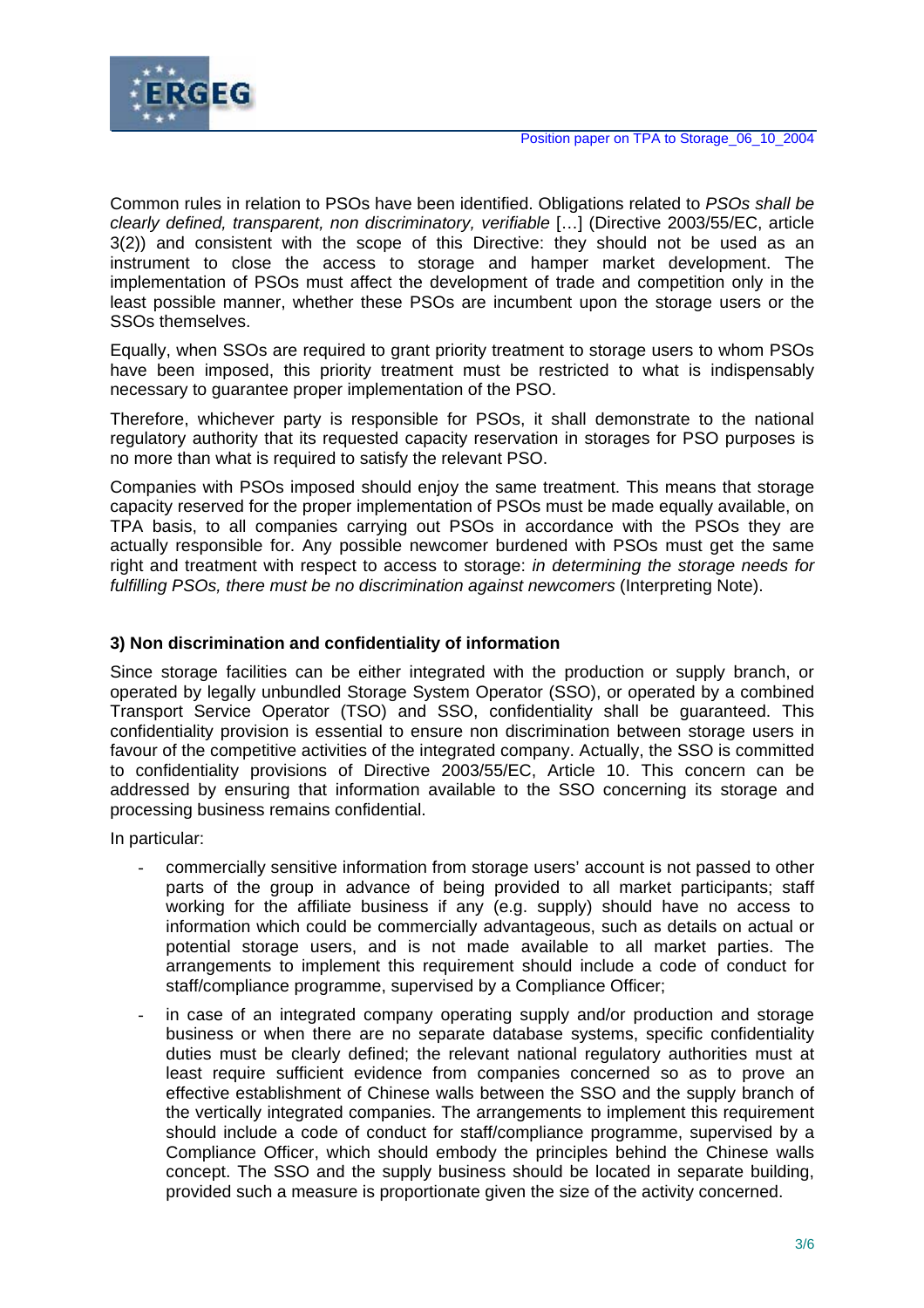Common rules in relation to PSOs have been identified. Obligations related to *PSOs shall be clearly defined, transparent, non discriminatory, verifiable* […] (Directive 2003/55/EC, article 3(2)) and consistent with the scope of this Directive: they should not be used as an instrument to close the access to storage and hamper market development. The implementation of PSOs must affect the development of trade and competition only in the least possible manner, whether these PSOs are incumbent upon the storage users or the SSOs themselves.

Equally, when SSOs are required to grant priority treatment to storage users to whom PSOs have been imposed, this priority treatment must be restricted to what is indispensably necessary to guarantee proper implementation of the PSO.

Therefore, whichever party is responsible for PSOs, it shall demonstrate to the national regulatory authority that its requested capacity reservation in storages for PSO purposes is no more than what is required to satisfy the relevant PSO.

Companies with PSOs imposed should enjoy the same treatment. This means that storage capacity reserved for the proper implementation of PSOs must be made equally available, on TPA basis, to all companies carrying out PSOs in accordance with the PSOs they are actually responsible for. Any possible newcomer burdened with PSOs must get the same right and treatment with respect to access to storage: *in determining the storage needs for fulfilling PSOs, there must be no discrimination against newcomers* (Interpreting Note).

### 3) Non discrimination and confidentiality of information

Since storage facilities can be either integrated with the production or supply branch, or operated by legally unbundled Storage System Operator (SSO), or operated by a combined Transport Service Operator (TSO) and SSO, confidentiality shall be guaranteed. This confidentiality provision is essential to ensure non discrimination between storage users in favour of the competitive activities of the integrated company. Actually, the SSO is committed to confidentiality provisions of Directive 2003/55/EC, Article 10. This concern can be addressed by ensuring that information available to the SSO concerning its storage and processing business remains confidential.

In particular:

- commercially sensitive information from storage users' account is not passed to other parts of the group in advance of being provided to all market participants; staff working for the affiliate business if any (e.g. supply) should have no access to information which could be commercially advantageous, such as details on actual or potential storage users, and is not made available to all market parties. The arrangements to implement this requirement should include a code of conduct for staff/compliance programme, supervised by a Compliance Officer;
- in case of an integrated company operating supply and/or production and storage business or when there are no separate database systems, specific confidentiality duties must be clearly defined; the relevant national regulatory authorities must at least require sufficient evidence from companies concerned so as to prove an effective establishment of Chinese walls between the SSO and the supply branch of the vertically integrated companies. The arrangements to implement this requirement should include a code of conduct for staff/compliance programme, supervised by a Compliance Officer, which should embody the principles behind the Chinese walls concept. The SSO and the supply business should be located in separate building, provided such a measure is proportionate given the size of the activity concerned.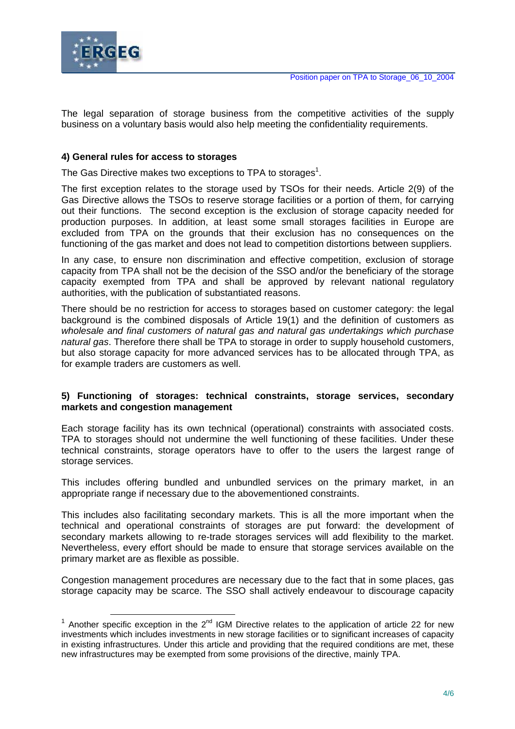The legal separation of storage business from the competitive activities of the supply business on a voluntary basis would also help meeting the confidentiality requirements.

### 4) General rules for access to storages

The Gas Directive makes two exceptions to TPA to storages[1].

The first exception relates to the storage used by TSOs for their needs. Article 2(9) of the Gas Directive allows the TSOs to reserve storage facilities or a portion of them, for carrying out their functions. The second exception is the exclusion of storage capacity needed for production purposes. In addition, at least some small storages facilities in Europe are excluded from TPA on the grounds that their exclusion has no consequences on the functioning of the gas market and does not lead to competition distortions between suppliers.

In any case, to ensure non discrimination and effective competition, exclusion of storage capacity from TPA shall not be the decision of the SSO and/or the beneficiary of the storage capacity exempted from TPA and shall be approved by relevant national regulatory authorities, with the publication of substantiated reasons.

There should be no restriction for access to storages based on customer category: the legal background is the combined disposals of Article 19(1) and the definition of customers as *wholesale and final customers of natural gas and natural gas undertakings which purchase natural gas*. Therefore there shall be TPA to storage in order to supply household customers, but also storage capacity for more advanced services has to be allocated through TPA, as for example traders are customers as well.

### 5) Functioning of storages: technical constraints, storage services, secondary markets and congestion management

Each storage facility has its own technical (operational) constraints with associated costs. TPA to storages should not undermine the well functioning of these facilities. Under these technical constraints, storage operators have to offer to the users the largest range of storage services.

This includes offering bundled and unbundled services on the primary market, in an appropriate range if necessary due to the abovementioned constraints.

This includes also facilitating secondary markets. This is all the more important when the technical and operational constraints of storages are put forward: the development of secondary markets allowing to re-trade storages services will add flexibility to the market. Nevertheless, every effort should be made to ensure that storage services available on the primary market are as flexible as possible.

Congestion management procedures are necessary due to the fact that in some places, gas storage capacity may be scarce. The SSO shall actively endeavour to discourage capacity

---

[1] Another specific exception in the 2nd IGM Directive relates to the application of article 22 for new investments which includes investments in new storage facilities or to significant increases of capacity in existing infrastructures. Under this article and providing that the required conditions are met, these new infrastructures may be exempted from some provisions of the directive, mainly TPA.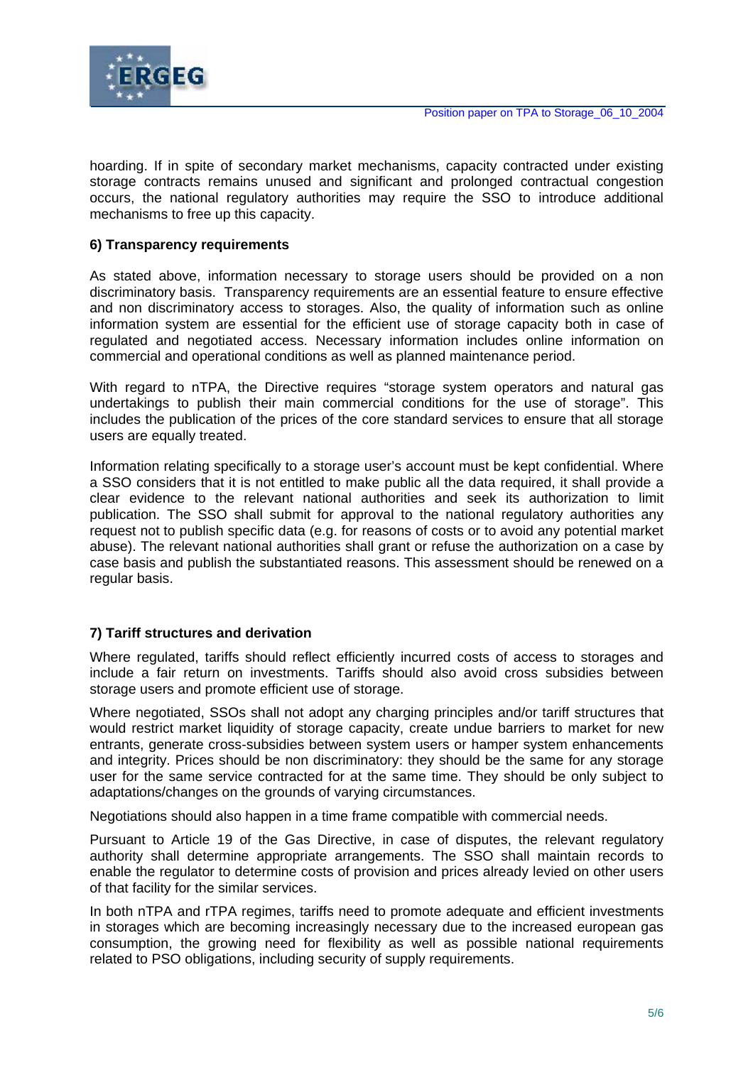hoarding. If in spite of secondary market mechanisms, capacity contracted under existing storage contracts remains unused and significant and prolonged contractual congestion occurs, the national regulatory authorities may require the SSO to introduce additional mechanisms to free up this capacity.

### 6) Transparency requirements

As stated above, information necessary to storage users should be provided on a non discriminatory basis. Transparency requirements are an essential feature to ensure effective and non discriminatory access to storages. Also, the quality of information such as online information system are essential for the efficient use of storage capacity both in case of regulated and negotiated access. Necessary information includes online information on commercial and operational conditions as well as planned maintenance period.

With regard to nTPA, the Directive requires "storage system operators and natural gas undertakings to publish their main commercial conditions for the use of storage". This includes the publication of the prices of the core standard services to ensure that all storage users are equally treated.

Information relating specifically to a storage user's account must be kept confidential. Where a SSO considers that it is not entitled to make public all the data required, it shall provide a clear evidence to the relevant national authorities and seek its authorization to limit publication. The SSO shall submit for approval to the national regulatory authorities any request not to publish specific data (e.g. for reasons of costs or to avoid any potential market abuse). The relevant national authorities shall grant or refuse the authorization on a case by case basis and publish the substantiated reasons. This assessment should be renewed on a regular basis.

### 7) Tariff structures and derivation

Where regulated, tariffs should reflect efficiently incurred costs of access to storages and include a fair return on investments. Tariffs should also avoid cross subsidies between storage users and promote efficient use of storage.

Where negotiated, SSOs shall not adopt any charging principles and/or tariff structures that would restrict market liquidity of storage capacity, create undue barriers to market for new entrants, generate cross-subsidies between system users or hamper system enhancements and integrity. Prices should be non discriminatory: they should be the same for any storage user for the same service contracted for at the same time. They should be only subject to adaptations/changes on the grounds of varying circumstances.

Negotiations should also happen in a time frame compatible with commercial needs.

Pursuant to Article 19 of the Gas Directive, in case of disputes, the relevant regulatory authority shall determine appropriate arrangements. The SSO shall maintain records to enable the regulator to determine costs of provision and prices already levied on other users of that facility for the similar services.

In both nTPA and rTPA regimes, tariffs need to promote adequate and efficient investments in storages which are becoming increasingly necessary due to the increased european gas consumption, the growing need for flexibility as well as possible national requirements related to PSO obligations, including security of supply requirements.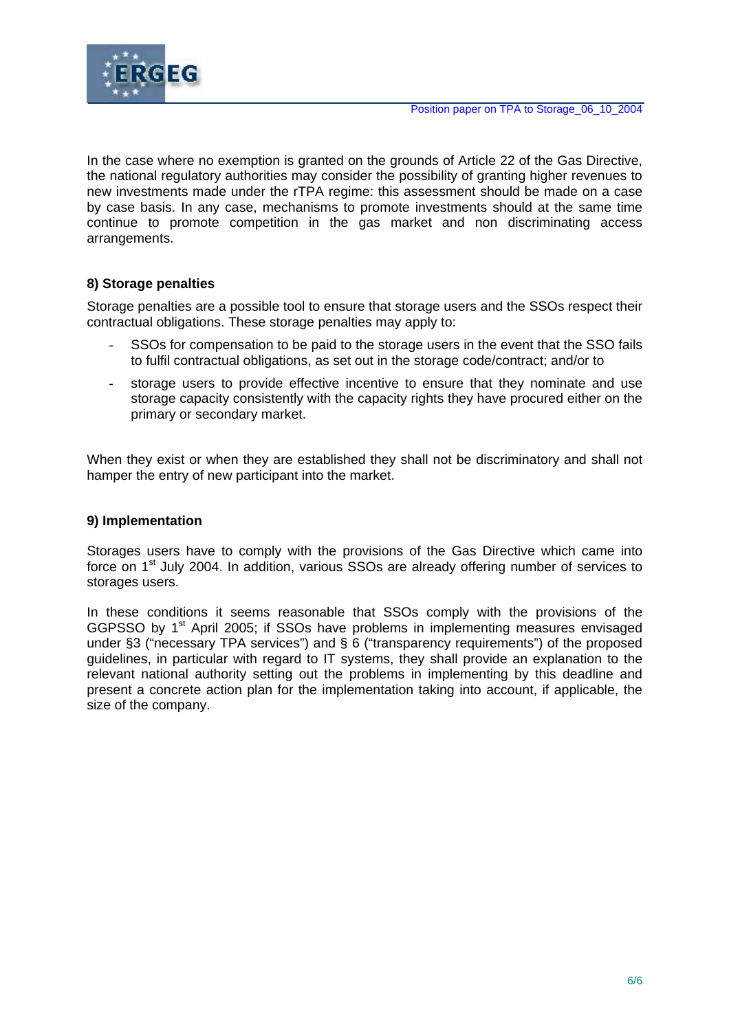In the case where no exemption is granted on the grounds of Article 22 of the Gas Directive, the national regulatory authorities may consider the possibility of granting higher revenues to new investments made under the rTPA regime: this assessment should be made on a case by case basis. In any case, mechanisms to promote investments should at the same time continue to promote competition in the gas market and non discriminating access arrangements.

## 8) Storage penalties

Storage penalties are a possible tool to ensure that storage users and the SSOs respect their contractual obligations. These storage penalties may apply to:

- SSOs for compensation to be paid to the storage users in the event that the SSO fails to fulfil contractual obligations, as set out in the storage code/contract; and/or to
- storage users to provide effective incentive to ensure that they nominate and use storage capacity consistently with the capacity rights they have procured either on the primary or secondary market.

When they exist or when they are established they shall not be discriminatory and shall not hamper the entry of new participant into the market.

## 9) Implementation

Storages users have to comply with the provisions of the Gas Directive which came into force on 1st July 2004. In addition, various SSOs are already offering number of services to storages users.

In these conditions it seems reasonable that SSOs comply with the provisions of the GGPSSO by 1st April 2005; if SSOs have problems in implementing measures envisaged under §3 ("necessary TPA services") and § 6 ("transparency requirements") of the proposed guidelines, in particular with regard to IT systems, they shall provide an explanation to the relevant national authority setting out the problems in implementing by this deadline and present a concrete action plan for the implementation taking into account, if applicable, the size of the company.